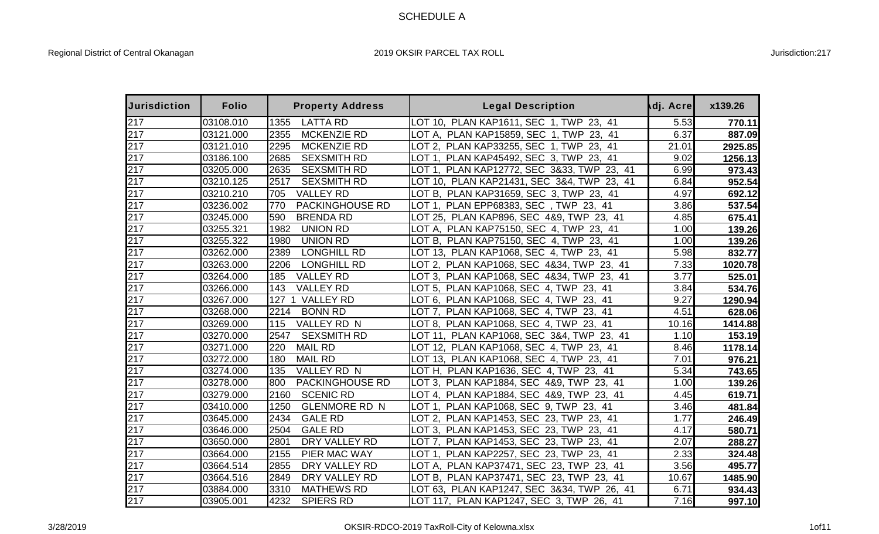# SCHEDULE A

Regional District of Central Okanagan — 2019 OKSIR PARCEL TAX ROLL — Jurisdiction:217

| Jurisdiction | Folio | Property Address | Legal Description | Adj. Acre | x139.26 |
|---|---|---|---|---|---|
| 217 | 03108.010 | 1355 LATTA RD | LOT 10, PLAN KAP1611, SEC 1, TWP 23, 41 | 5.53 | **770.11** |
| 217 | 03121.000 | 2355 MCKENZIE RD | LOT A, PLAN KAP15859, SEC 1, TWP 23, 41 | 6.37 | **887.09** |
| 217 | 03121.010 | 2295 MCKENZIE RD | LOT 2, PLAN KAP33255, SEC 1, TWP 23, 41 | 21.01 | **2925.85** |
| 217 | 03186.100 | 2685 SEXSMITH RD | LOT 1, PLAN KAP45492, SEC 3, TWP 23, 41 | 9.02 | **1256.13** |
| 217 | 03205.000 | 2635 SEXSMITH RD | LOT 1, PLAN KAP12772, SEC 3&33, TWP 23, 41 | 6.99 | **973.43** |
| 217 | 03210.125 | 2517 SEXSMITH RD | LOT 10, PLAN KAP21431, SEC 3&4, TWP 23, 41 | 6.84 | **952.54** |
| 217 | 03210.210 | 705 VALLEY RD | LOT B, PLAN KAP31659, SEC 3, TWP 23, 41 | 4.97 | **692.12** |
| 217 | 03236.002 | 770 PACKINGHOUSE RD | LOT 1, PLAN EPP68383, SEC , TWP 23, 41 | 3.86 | **537.54** |
| 217 | 03245.000 | 590 BRENDA RD | LOT 25, PLAN KAP896, SEC 4&9, TWP 23, 41 | 4.85 | **675.41** |
| 217 | 03255.321 | 1982 UNION RD | LOT A, PLAN KAP75150, SEC 4, TWP 23, 41 | 1.00 | **139.26** |
| 217 | 03255.322 | 1980 UNION RD | LOT B, PLAN KAP75150, SEC 4, TWP 23, 41 | 1.00 | **139.26** |
| 217 | 03262.000 | 2389 LONGHILL RD | LOT 13, PLAN KAP1068, SEC 4, TWP 23, 41 | 5.98 | **832.77** |
| 217 | 03263.000 | 2206 LONGHILL RD | LOT 2, PLAN KAP1068, SEC 4&34, TWP 23, 41 | 7.33 | **1020.78** |
| 217 | 03264.000 | 185 VALLEY RD | LOT 3, PLAN KAP1068, SEC 4&34, TWP 23, 41 | 3.77 | **525.01** |
| 217 | 03266.000 | 143 VALLEY RD | LOT 5, PLAN KAP1068, SEC 4, TWP 23, 41 | 3.84 | **534.76** |
| 217 | 03267.000 | 127 1 VALLEY RD | LOT 6, PLAN KAP1068, SEC 4, TWP 23, 41 | 9.27 | **1290.94** |
| 217 | 03268.000 | 2214 BONN RD | LOT 7, PLAN KAP1068, SEC 4, TWP 23, 41 | 4.51 | **628.06** |
| 217 | 03269.000 | 115 VALLEY RD N | LOT 8, PLAN KAP1068, SEC 4, TWP 23, 41 | 10.16 | **1414.88** |
| 217 | 03270.000 | 2547 SEXSMITH RD | LOT 11, PLAN KAP1068, SEC 3&4, TWP 23, 41 | 1.10 | **153.19** |
| 217 | 03271.000 | 220 MAIL RD | LOT 12, PLAN KAP1068, SEC 4, TWP 23, 41 | 8.46 | **1178.14** |
| 217 | 03272.000 | 180 MAIL RD | LOT 13, PLAN KAP1068, SEC 4, TWP 23, 41 | 7.01 | **976.21** |
| 217 | 03274.000 | 135 VALLEY RD N | LOT H, PLAN KAP1636, SEC 4, TWP 23, 41 | 5.34 | **743.65** |
| 217 | 03278.000 | 800 PACKINGHOUSE RD | LOT 3, PLAN KAP1884, SEC 4&9, TWP 23, 41 | 1.00 | **139.26** |
| 217 | 03279.000 | 2160 SCENIC RD | LOT 4, PLAN KAP1884, SEC 4&9, TWP 23, 41 | 4.45 | **619.71** |
| 217 | 03410.000 | 1250 GLENMORE RD N | LOT 1, PLAN KAP1068, SEC 9, TWP 23, 41 | 3.46 | **481.84** |
| 217 | 03645.000 | 2434 GALE RD | LOT 2, PLAN KAP1453, SEC 23, TWP 23, 41 | 1.77 | **246.49** |
| 217 | 03646.000 | 2504 GALE RD | LOT 3, PLAN KAP1453, SEC 23, TWP 23, 41 | 4.17 | **580.71** |
| 217 | 03650.000 | 2801 DRY VALLEY RD | LOT 7, PLAN KAP1453, SEC 23, TWP 23, 41 | 2.07 | **288.27** |
| 217 | 03664.000 | 2155 PIER MAC WAY | LOT 1, PLAN KAP2257, SEC 23, TWP 23, 41 | 2.33 | **324.48** |
| 217 | 03664.514 | 2855 DRY VALLEY RD | LOT A, PLAN KAP37471, SEC 23, TWP 23, 41 | 3.56 | **495.77** |
| 217 | 03664.516 | 2849 DRY VALLEY RD | LOT B, PLAN KAP37471, SEC 23, TWP 23, 41 | 10.67 | **1485.90** |
| 217 | 03884.000 | 3310 MATHEWS RD | LOT 63, PLAN KAP1247, SEC 3&34, TWP 26, 41 | 6.71 | **934.43** |
| 217 | 03905.001 | 4232 SPIERS RD | LOT 117, PLAN KAP1247, SEC 3, TWP 26, 41 | 7.16 | **997.10** |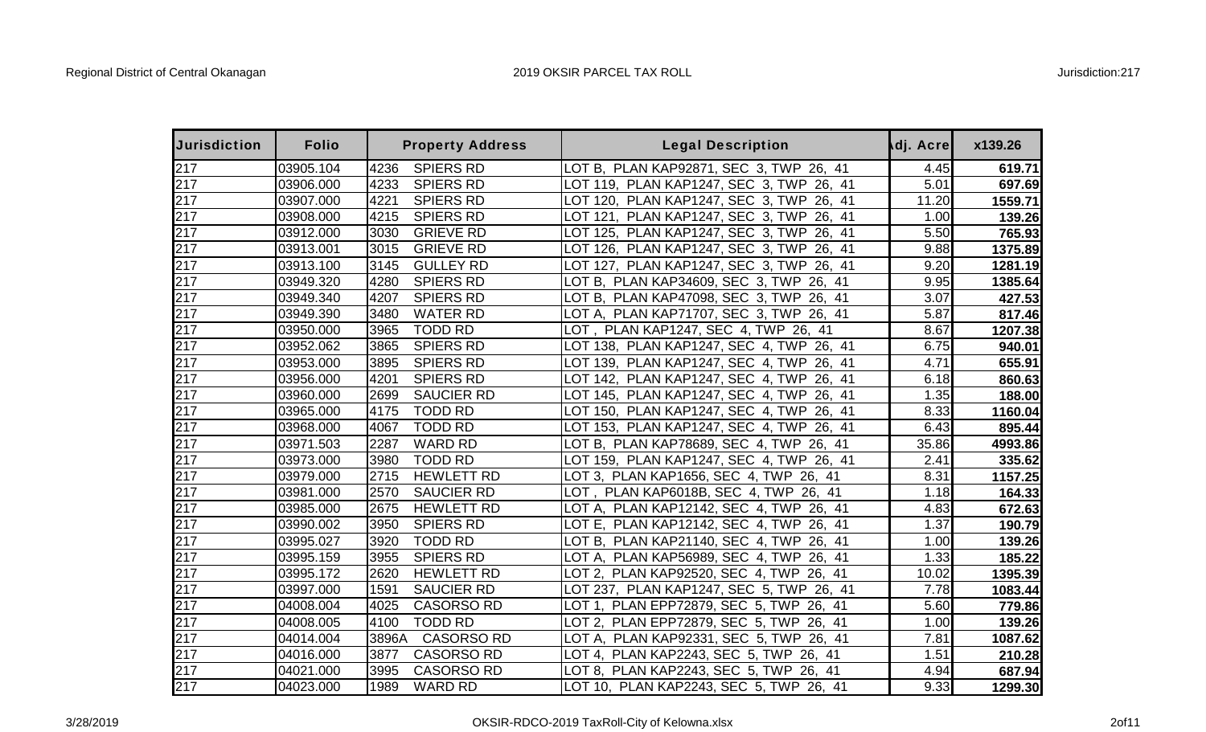| Jurisdiction | Folio | Property Address | Legal Description | Adj. Acre | x139.26 |
|---|---|---|---|---|---|
| 217 | 03905.104 | 4236 SPIERS RD | LOT B, PLAN KAP92871, SEC 3, TWP 26, 41 | 4.45 | **619.71** |
| 217 | 03906.000 | 4233 SPIERS RD | LOT 119, PLAN KAP1247, SEC 3, TWP 26, 41 | 5.01 | **697.69** |
| 217 | 03907.000 | 4221 SPIERS RD | LOT 120, PLAN KAP1247, SEC 3, TWP 26, 41 | 11.20 | **1559.71** |
| 217 | 03908.000 | 4215 SPIERS RD | LOT 121, PLAN KAP1247, SEC 3, TWP 26, 41 | 1.00 | **139.26** |
| 217 | 03912.000 | 3030 GRIEVE RD | LOT 125, PLAN KAP1247, SEC 3, TWP 26, 41 | 5.50 | **765.93** |
| 217 | 03913.001 | 3015 GRIEVE RD | LOT 126, PLAN KAP1247, SEC 3, TWP 26, 41 | 9.88 | **1375.89** |
| 217 | 03913.100 | 3145 GULLEY RD | LOT 127, PLAN KAP1247, SEC 3, TWP 26, 41 | 9.20 | **1281.19** |
| 217 | 03949.320 | 4280 SPIERS RD | LOT B, PLAN KAP34609, SEC 3, TWP 26, 41 | 9.95 | **1385.64** |
| 217 | 03949.340 | 4207 SPIERS RD | LOT B, PLAN KAP47098, SEC 3, TWP 26, 41 | 3.07 | **427.53** |
| 217 | 03949.390 | 3480 WATER RD | LOT A, PLAN KAP71707, SEC 3, TWP 26, 41 | 5.87 | **817.46** |
| 217 | 03950.000 | 3965 TODD RD | LOT , PLAN KAP1247, SEC 4, TWP 26, 41 | 8.67 | **1207.38** |
| 217 | 03952.062 | 3865 SPIERS RD | LOT 138, PLAN KAP1247, SEC 4, TWP 26, 41 | 6.75 | **940.01** |
| 217 | 03953.000 | 3895 SPIERS RD | LOT 139, PLAN KAP1247, SEC 4, TWP 26, 41 | 4.71 | **655.91** |
| 217 | 03956.000 | 4201 SPIERS RD | LOT 142, PLAN KAP1247, SEC 4, TWP 26, 41 | 6.18 | **860.63** |
| 217 | 03960.000 | 2699 SAUCIER RD | LOT 145, PLAN KAP1247, SEC 4, TWP 26, 41 | 1.35 | **188.00** |
| 217 | 03965.000 | 4175 TODD RD | LOT 150, PLAN KAP1247, SEC 4, TWP 26, 41 | 8.33 | **1160.04** |
| 217 | 03968.000 | 4067 TODD RD | LOT 153, PLAN KAP1247, SEC 4, TWP 26, 41 | 6.43 | **895.44** |
| 217 | 03971.503 | 2287 WARD RD | LOT B, PLAN KAP78689, SEC 4, TWP 26, 41 | 35.86 | **4993.86** |
| 217 | 03973.000 | 3980 TODD RD | LOT 159, PLAN KAP1247, SEC 4, TWP 26, 41 | 2.41 | **335.62** |
| 217 | 03979.000 | 2715 HEWLETT RD | LOT 3, PLAN KAP1656, SEC 4, TWP 26, 41 | 8.31 | **1157.25** |
| 217 | 03981.000 | 2570 SAUCIER RD | LOT , PLAN KAP6018B, SEC 4, TWP 26, 41 | 1.18 | **164.33** |
| 217 | 03985.000 | 2675 HEWLETT RD | LOT A, PLAN KAP12142, SEC 4, TWP 26, 41 | 4.83 | **672.63** |
| 217 | 03990.002 | 3950 SPIERS RD | LOT E, PLAN KAP12142, SEC 4, TWP 26, 41 | 1.37 | **190.79** |
| 217 | 03995.027 | 3920 TODD RD | LOT B, PLAN KAP21140, SEC 4, TWP 26, 41 | 1.00 | **139.26** |
| 217 | 03995.159 | 3955 SPIERS RD | LOT A, PLAN KAP56989, SEC 4, TWP 26, 41 | 1.33 | **185.22** |
| 217 | 03995.172 | 2620 HEWLETT RD | LOT 2, PLAN KAP92520, SEC 4, TWP 26, 41 | 10.02 | **1395.39** |
| 217 | 03997.000 | 1591 SAUCIER RD | LOT 237, PLAN KAP1247, SEC 5, TWP 26, 41 | 7.78 | **1083.44** |
| 217 | 04008.004 | 4025 CASORSO RD | LOT 1, PLAN EPP72879, SEC 5, TWP 26, 41 | 5.60 | **779.86** |
| 217 | 04008.005 | 4100 TODD RD | LOT 2, PLAN EPP72879, SEC 5, TWP 26, 41 | 1.00 | **139.26** |
| 217 | 04014.004 | 3896A CASORSO RD | LOT A, PLAN KAP92331, SEC 5, TWP 26, 41 | 7.81 | **1087.62** |
| 217 | 04016.000 | 3877 CASORSO RD | LOT 4, PLAN KAP2243, SEC 5, TWP 26, 41 | 1.51 | **210.28** |
| 217 | 04021.000 | 3995 CASORSO RD | LOT 8, PLAN KAP2243, SEC 5, TWP 26, 41 | 4.94 | **687.94** |
| 217 | 04023.000 | 1989 WARD RD | LOT 10, PLAN KAP2243, SEC 5, TWP 26, 41 | 9.33 | **1299.30** |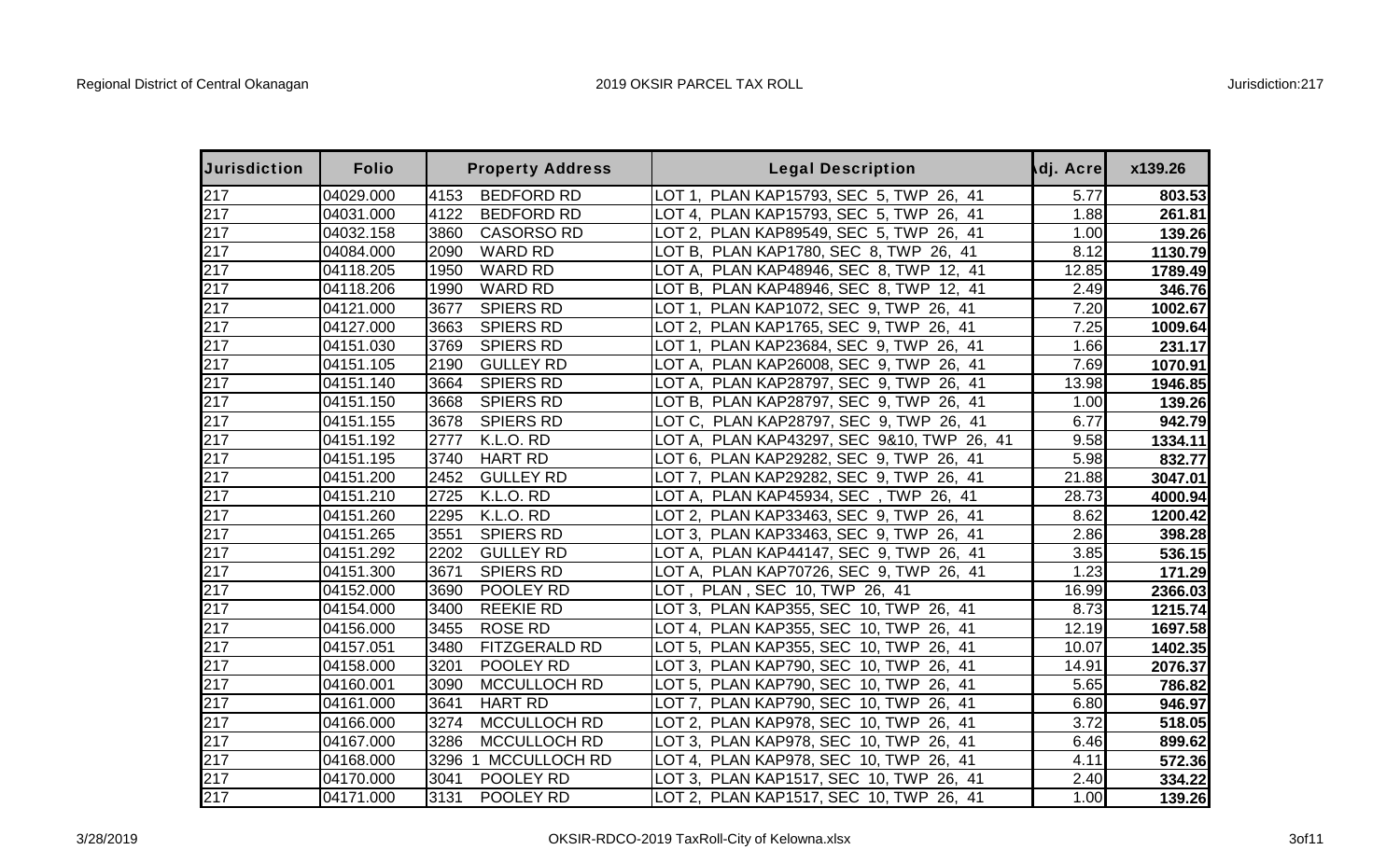| Jurisdiction | Folio | Property Address | Legal Description | Adj. Acre | x139.26 |
|---|---|---|---|---|---|
| 217 | 04029.000 | 4153 BEDFORD RD | LOT 1, PLAN KAP15793, SEC 5, TWP 26, 41 | 5.77 | **803.53** |
| 217 | 04031.000 | 4122 BEDFORD RD | LOT 4, PLAN KAP15793, SEC 5, TWP 26, 41 | 1.88 | **261.81** |
| 217 | 04032.158 | 3860 CASORSO RD | LOT 2, PLAN KAP89549, SEC 5, TWP 26, 41 | 1.00 | **139.26** |
| 217 | 04084.000 | 2090 WARD RD | LOT B, PLAN KAP1780, SEC 8, TWP 26, 41 | 8.12 | **1130.79** |
| 217 | 04118.205 | 1950 WARD RD | LOT A, PLAN KAP48946, SEC 8, TWP 12, 41 | 12.85 | **1789.49** |
| 217 | 04118.206 | 1990 WARD RD | LOT B, PLAN KAP48946, SEC 8, TWP 12, 41 | 2.49 | **346.76** |
| 217 | 04121.000 | 3677 SPIERS RD | LOT 1, PLAN KAP1072, SEC 9, TWP 26, 41 | 7.20 | **1002.67** |
| 217 | 04127.000 | 3663 SPIERS RD | LOT 2, PLAN KAP1765, SEC 9, TWP 26, 41 | 7.25 | **1009.64** |
| 217 | 04151.030 | 3769 SPIERS RD | LOT 1, PLAN KAP23684, SEC 9, TWP 26, 41 | 1.66 | **231.17** |
| 217 | 04151.105 | 2190 GULLEY RD | LOT A, PLAN KAP26008, SEC 9, TWP 26, 41 | 7.69 | **1070.91** |
| 217 | 04151.140 | 3664 SPIERS RD | LOT A, PLAN KAP28797, SEC 9, TWP 26, 41 | 13.98 | **1946.85** |
| 217 | 04151.150 | 3668 SPIERS RD | LOT B, PLAN KAP28797, SEC 9, TWP 26, 41 | 1.00 | **139.26** |
| 217 | 04151.155 | 3678 SPIERS RD | LOT C, PLAN KAP28797, SEC 9, TWP 26, 41 | 6.77 | **942.79** |
| 217 | 04151.192 | 2777 K.L.O. RD | LOT A, PLAN KAP43297, SEC 9&10, TWP 26, 41 | 9.58 | **1334.11** |
| 217 | 04151.195 | 3740 HART RD | LOT 6, PLAN KAP29282, SEC 9, TWP 26, 41 | 5.98 | **832.77** |
| 217 | 04151.200 | 2452 GULLEY RD | LOT 7, PLAN KAP29282, SEC 9, TWP 26, 41 | 21.88 | **3047.01** |
| 217 | 04151.210 | 2725 K.L.O. RD | LOT A, PLAN KAP45934, SEC , TWP 26, 41 | 28.73 | **4000.94** |
| 217 | 04151.260 | 2295 K.L.O. RD | LOT 2, PLAN KAP33463, SEC 9, TWP 26, 41 | 8.62 | **1200.42** |
| 217 | 04151.265 | 3551 SPIERS RD | LOT 3, PLAN KAP33463, SEC 9, TWP 26, 41 | 2.86 | **398.28** |
| 217 | 04151.292 | 2202 GULLEY RD | LOT A, PLAN KAP44147, SEC 9, TWP 26, 41 | 3.85 | **536.15** |
| 217 | 04151.300 | 3671 SPIERS RD | LOT A, PLAN KAP70726, SEC 9, TWP 26, 41 | 1.23 | **171.29** |
| 217 | 04152.000 | 3690 POOLEY RD | LOT , PLAN , SEC 10, TWP 26, 41 | 16.99 | **2366.03** |
| 217 | 04154.000 | 3400 REEKIE RD | LOT 3, PLAN KAP355, SEC 10, TWP 26, 41 | 8.73 | **1215.74** |
| 217 | 04156.000 | 3455 ROSE RD | LOT 4, PLAN KAP355, SEC 10, TWP 26, 41 | 12.19 | **1697.58** |
| 217 | 04157.051 | 3480 FITZGERALD RD | LOT 5, PLAN KAP355, SEC 10, TWP 26, 41 | 10.07 | **1402.35** |
| 217 | 04158.000 | 3201 POOLEY RD | LOT 3, PLAN KAP790, SEC 10, TWP 26, 41 | 14.91 | **2076.37** |
| 217 | 04160.001 | 3090 MCCULLOCH RD | LOT 5, PLAN KAP790, SEC 10, TWP 26, 41 | 5.65 | **786.82** |
| 217 | 04161.000 | 3641 HART RD | LOT 7, PLAN KAP790, SEC 10, TWP 26, 41 | 6.80 | **946.97** |
| 217 | 04166.000 | 3274 MCCULLOCH RD | LOT 2, PLAN KAP978, SEC 10, TWP 26, 41 | 3.72 | **518.05** |
| 217 | 04167.000 | 3286 MCCULLOCH RD | LOT 3, PLAN KAP978, SEC 10, TWP 26, 41 | 6.46 | **899.62** |
| 217 | 04168.000 | 3296 1 MCCULLOCH RD | LOT 4, PLAN KAP978, SEC 10, TWP 26, 41 | 4.11 | **572.36** |
| 217 | 04170.000 | 3041 POOLEY RD | LOT 3, PLAN KAP1517, SEC 10, TWP 26, 41 | 2.40 | **334.22** |
| 217 | 04171.000 | 3131 POOLEY RD | LOT 2, PLAN KAP1517, SEC 10, TWP 26, 41 | 1.00 | **139.26** |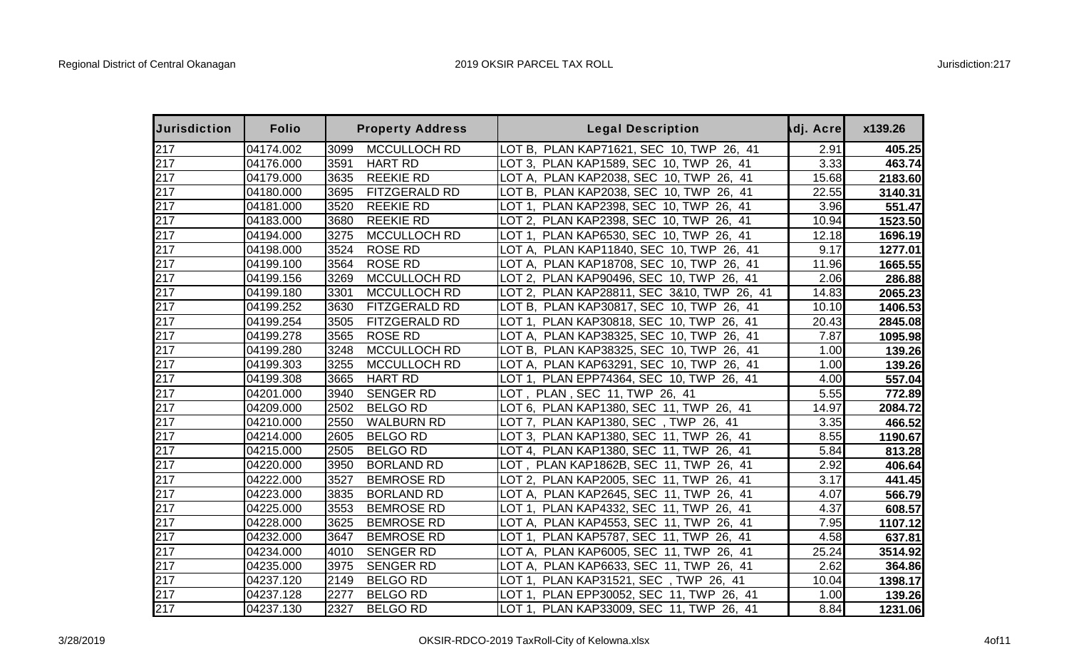| Jurisdiction | Folio | Property Address | Legal Description | Adj. Acre | x139.26 |
|---|---|---|---|---|---|
| 217 | 04174.002 | 3099 MCCULLOCH RD | LOT B, PLAN KAP71621, SEC 10, TWP 26, 41 | 2.91 | 405.25 |
| 217 | 04176.000 | 3591 HART RD | LOT 3, PLAN KAP1589, SEC 10, TWP 26, 41 | 3.33 | 463.74 |
| 217 | 04179.000 | 3635 REEKIE RD | LOT A, PLAN KAP2038, SEC 10, TWP 26, 41 | 15.68 | 2183.60 |
| 217 | 04180.000 | 3695 FITZGERALD RD | LOT B, PLAN KAP2038, SEC 10, TWP 26, 41 | 22.55 | 3140.31 |
| 217 | 04181.000 | 3520 REEKIE RD | LOT 1, PLAN KAP2398, SEC 10, TWP 26, 41 | 3.96 | 551.47 |
| 217 | 04183.000 | 3680 REEKIE RD | LOT 2, PLAN KAP2398, SEC 10, TWP 26, 41 | 10.94 | 1523.50 |
| 217 | 04194.000 | 3275 MCCULLOCH RD | LOT 1, PLAN KAP6530, SEC 10, TWP 26, 41 | 12.18 | 1696.19 |
| 217 | 04198.000 | 3524 ROSE RD | LOT A, PLAN KAP11840, SEC 10, TWP 26, 41 | 9.17 | 1277.01 |
| 217 | 04199.100 | 3564 ROSE RD | LOT A, PLAN KAP18708, SEC 10, TWP 26, 41 | 11.96 | 1665.55 |
| 217 | 04199.156 | 3269 MCCULLOCH RD | LOT 2, PLAN KAP90496, SEC 10, TWP 26, 41 | 2.06 | 286.88 |
| 217 | 04199.180 | 3301 MCCULLOCH RD | LOT 2, PLAN KAP28811, SEC 3&10, TWP 26, 41 | 14.83 | 2065.23 |
| 217 | 04199.252 | 3630 FITZGERALD RD | LOT B, PLAN KAP30817, SEC 10, TWP 26, 41 | 10.10 | 1406.53 |
| 217 | 04199.254 | 3505 FITZGERALD RD | LOT 1, PLAN KAP30818, SEC 10, TWP 26, 41 | 20.43 | 2845.08 |
| 217 | 04199.278 | 3565 ROSE RD | LOT A, PLAN KAP38325, SEC 10, TWP 26, 41 | 7.87 | 1095.98 |
| 217 | 04199.280 | 3248 MCCULLOCH RD | LOT B, PLAN KAP38325, SEC 10, TWP 26, 41 | 1.00 | 139.26 |
| 217 | 04199.303 | 3255 MCCULLOCH RD | LOT A, PLAN KAP63291, SEC 10, TWP 26, 41 | 1.00 | 139.26 |
| 217 | 04199.308 | 3665 HART RD | LOT 1, PLAN EPP74364, SEC 10, TWP 26, 41 | 4.00 | 557.04 |
| 217 | 04201.000 | 3940 SENGER RD | LOT , PLAN , SEC 11, TWP 26, 41 | 5.55 | 772.89 |
| 217 | 04209.000 | 2502 BELGO RD | LOT 6, PLAN KAP1380, SEC 11, TWP 26, 41 | 14.97 | 2084.72 |
| 217 | 04210.000 | 2550 WALBURN RD | LOT 7, PLAN KAP1380, SEC , TWP 26, 41 | 3.35 | 466.52 |
| 217 | 04214.000 | 2605 BELGO RD | LOT 3, PLAN KAP1380, SEC 11, TWP 26, 41 | 8.55 | 1190.67 |
| 217 | 04215.000 | 2505 BELGO RD | LOT 4, PLAN KAP1380, SEC 11, TWP 26, 41 | 5.84 | 813.28 |
| 217 | 04220.000 | 3950 BORLAND RD | LOT , PLAN KAP1862B, SEC 11, TWP 26, 41 | 2.92 | 406.64 |
| 217 | 04222.000 | 3527 BEMROSE RD | LOT 2, PLAN KAP2005, SEC 11, TWP 26, 41 | 3.17 | 441.45 |
| 217 | 04223.000 | 3835 BORLAND RD | LOT A, PLAN KAP2645, SEC 11, TWP 26, 41 | 4.07 | 566.79 |
| 217 | 04225.000 | 3553 BEMROSE RD | LOT 1, PLAN KAP4332, SEC 11, TWP 26, 41 | 4.37 | 608.57 |
| 217 | 04228.000 | 3625 BEMROSE RD | LOT A, PLAN KAP4553, SEC 11, TWP 26, 41 | 7.95 | 1107.12 |
| 217 | 04232.000 | 3647 BEMROSE RD | LOT 1, PLAN KAP5787, SEC 11, TWP 26, 41 | 4.58 | 637.81 |
| 217 | 04234.000 | 4010 SENGER RD | LOT A, PLAN KAP6005, SEC 11, TWP 26, 41 | 25.24 | 3514.92 |
| 217 | 04235.000 | 3975 SENGER RD | LOT A, PLAN KAP6633, SEC 11, TWP 26, 41 | 2.62 | 364.86 |
| 217 | 04237.120 | 2149 BELGO RD | LOT 1, PLAN KAP31521, SEC , TWP 26, 41 | 10.04 | 1398.17 |
| 217 | 04237.128 | 2277 BELGO RD | LOT 1, PLAN EPP30052, SEC 11, TWP 26, 41 | 1.00 | 139.26 |
| 217 | 04237.130 | 2327 BELGO RD | LOT 1, PLAN KAP33009, SEC 11, TWP 26, 41 | 8.84 | 1231.06 |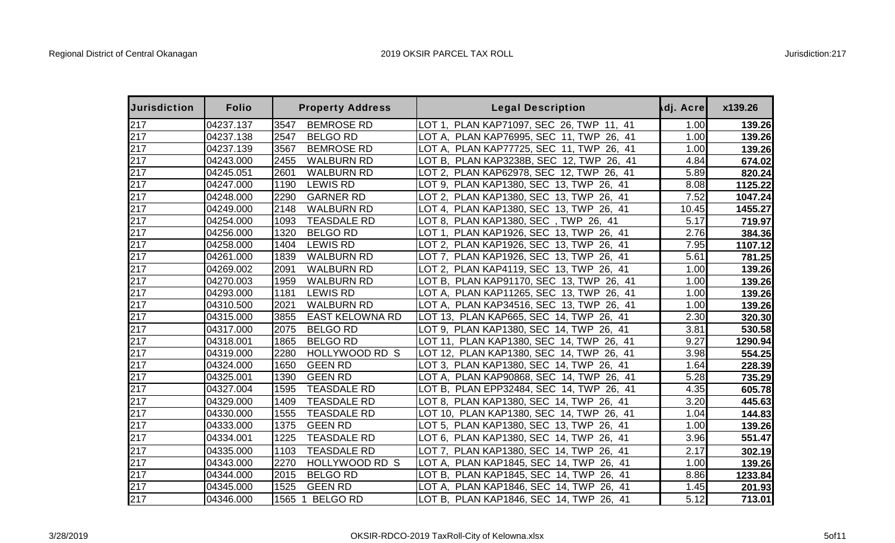| Jurisdiction | Folio | Property Address | Legal Description | Adj. Acre | x139.26 |
|---|---|---|---|---|---|
| 217 | 04237.137 | 3547 BEMROSE RD | LOT 1, PLAN KAP71097, SEC 26, TWP 11, 41 | 1.00 | **139.26** |
| 217 | 04237.138 | 2547 BELGO RD | LOT A, PLAN KAP76995, SEC 11, TWP 26, 41 | 1.00 | **139.26** |
| 217 | 04237.139 | 3567 BEMROSE RD | LOT A, PLAN KAP77725, SEC 11, TWP 26, 41 | 1.00 | **139.26** |
| 217 | 04243.000 | 2455 WALBURN RD | LOT B, PLAN KAP3238B, SEC 12, TWP 26, 41 | 4.84 | **674.02** |
| 217 | 04245.051 | 2601 WALBURN RD | LOT 2, PLAN KAP62978, SEC 12, TWP 26, 41 | 5.89 | **820.24** |
| 217 | 04247.000 | 1190 LEWIS RD | LOT 9, PLAN KAP1380, SEC 13, TWP 26, 41 | 8.08 | **1125.22** |
| 217 | 04248.000 | 2290 GARNER RD | LOT 2, PLAN KAP1380, SEC 13, TWP 26, 41 | 7.52 | **1047.24** |
| 217 | 04249.000 | 2148 WALBURN RD | LOT 4, PLAN KAP1380, SEC 13, TWP 26, 41 | 10.45 | **1455.27** |
| 217 | 04254.000 | 1093 TEASDALE RD | LOT 8, PLAN KAP1380, SEC , TWP 26, 41 | 5.17 | **719.97** |
| 217 | 04256.000 | 1320 BELGO RD | LOT 1, PLAN KAP1926, SEC 13, TWP 26, 41 | 2.76 | **384.36** |
| 217 | 04258.000 | 1404 LEWIS RD | LOT 2, PLAN KAP1926, SEC 13, TWP 26, 41 | 7.95 | **1107.12** |
| 217 | 04261.000 | 1839 WALBURN RD | LOT 7, PLAN KAP1926, SEC 13, TWP 26, 41 | 5.61 | **781.25** |
| 217 | 04269.002 | 2091 WALBURN RD | LOT 2, PLAN KAP4119, SEC 13, TWP 26, 41 | 1.00 | **139.26** |
| 217 | 04270.003 | 1959 WALBURN RD | LOT B, PLAN KAP91170, SEC 13, TWP 26, 41 | 1.00 | **139.26** |
| 217 | 04293.000 | 1181 LEWIS RD | LOT A, PLAN KAP11265, SEC 13, TWP 26, 41 | 1.00 | **139.26** |
| 217 | 04310.500 | 2021 WALBURN RD | LOT A, PLAN KAP34516, SEC 13, TWP 26, 41 | 1.00 | **139.26** |
| 217 | 04315.000 | 3855 EAST KELOWNA RD | LOT 13, PLAN KAP665, SEC 14, TWP 26, 41 | 2.30 | **320.30** |
| 217 | 04317.000 | 2075 BELGO RD | LOT 9, PLAN KAP1380, SEC 14, TWP 26, 41 | 3.81 | **530.58** |
| 217 | 04318.001 | 1865 BELGO RD | LOT 11, PLAN KAP1380, SEC 14, TWP 26, 41 | 9.27 | **1290.94** |
| 217 | 04319.000 | 2280 HOLLYWOOD RD S | LOT 12, PLAN KAP1380, SEC 14, TWP 26, 41 | 3.98 | **554.25** |
| 217 | 04324.000 | 1650 GEEN RD | LOT 3, PLAN KAP1380, SEC 14, TWP 26, 41 | 1.64 | **228.39** |
| 217 | 04325.001 | 1390 GEEN RD | LOT A, PLAN KAP90868, SEC 14, TWP 26, 41 | 5.28 | **735.29** |
| 217 | 04327.004 | 1595 TEASDALE RD | LOT B, PLAN EPP32484, SEC 14, TWP 26, 41 | 4.35 | **605.78** |
| 217 | 04329.000 | 1409 TEASDALE RD | LOT 8, PLAN KAP1380, SEC 14, TWP 26, 41 | 3.20 | **445.63** |
| 217 | 04330.000 | 1555 TEASDALE RD | LOT 10, PLAN KAP1380, SEC 14, TWP 26, 41 | 1.04 | **144.83** |
| 217 | 04333.000 | 1375 GEEN RD | LOT 5, PLAN KAP1380, SEC 13, TWP 26, 41 | 1.00 | **139.26** |
| 217 | 04334.001 | 1225 TEASDALE RD | LOT 6, PLAN KAP1380, SEC 14, TWP 26, 41 | 3.96 | **551.47** |
| 217 | 04335.000 | 1103 TEASDALE RD | LOT 7, PLAN KAP1380, SEC 14, TWP 26, 41 | 2.17 | **302.19** |
| 217 | 04343.000 | 2270 HOLLYWOOD RD S | LOT A, PLAN KAP1845, SEC 14, TWP 26, 41 | 1.00 | **139.26** |
| 217 | 04344.000 | 2015 BELGO RD | LOT B, PLAN KAP1845, SEC 14, TWP 26, 41 | 8.86 | **1233.84** |
| 217 | 04345.000 | 1525 GEEN RD | LOT A, PLAN KAP1846, SEC 14, TWP 26, 41 | 1.45 | **201.93** |
| 217 | 04346.000 | 1565 1 BELGO RD | LOT B, PLAN KAP1846, SEC 14, TWP 26, 41 | 5.12 | **713.01** |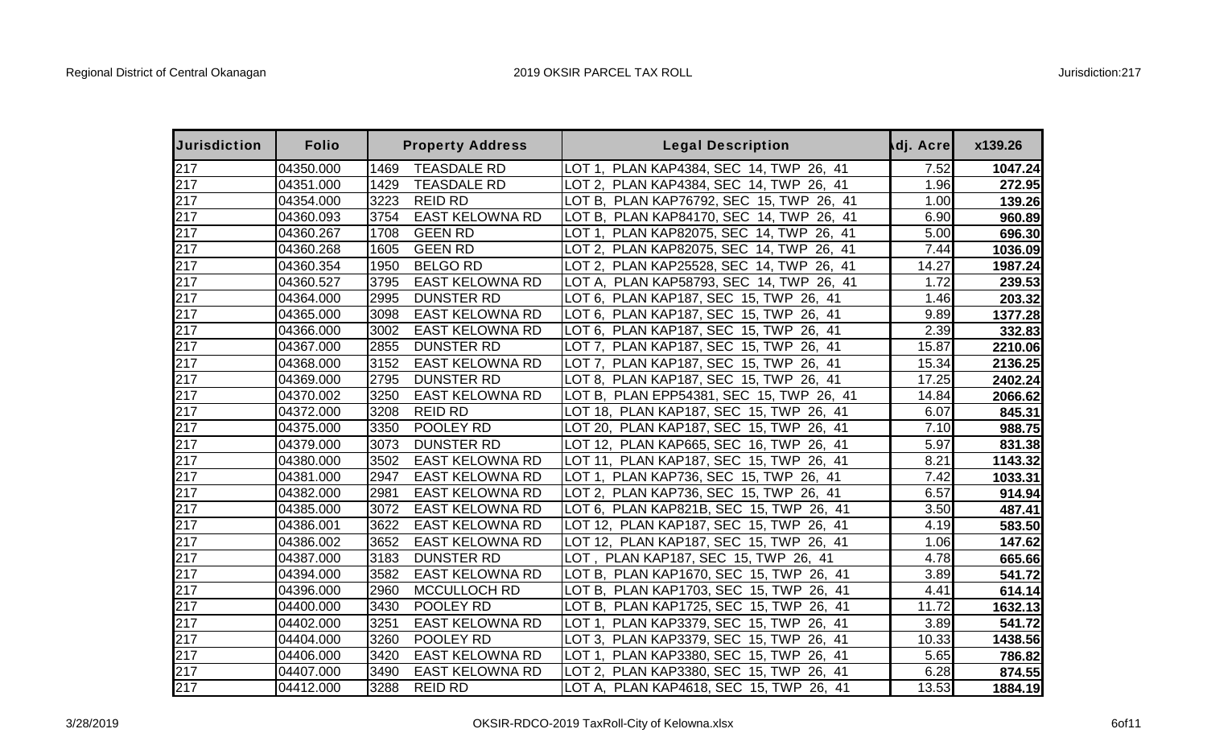| Jurisdiction | Folio | Property Address | | Legal Description | Adj. Acre | x139.26 |
|---|---|---|---|---|---|---|
| 217 | 04350.000 | 1469 | TEASDALE RD | LOT 1, PLAN KAP4384, SEC 14, TWP 26, 41 | 7.52 | 1047.24 |
| 217 | 04351.000 | 1429 | TEASDALE RD | LOT 2, PLAN KAP4384, SEC 14, TWP 26, 41 | 1.96 | 272.95 |
| 217 | 04354.000 | 3223 | REID RD | LOT B, PLAN KAP76792, SEC 15, TWP 26, 41 | 1.00 | 139.26 |
| 217 | 04360.093 | 3754 | EAST KELOWNA RD | LOT B, PLAN KAP84170, SEC 14, TWP 26, 41 | 6.90 | 960.89 |
| 217 | 04360.267 | 1708 | GEEN RD | LOT 1, PLAN KAP82075, SEC 14, TWP 26, 41 | 5.00 | 696.30 |
| 217 | 04360.268 | 1605 | GEEN RD | LOT 2, PLAN KAP82075, SEC 14, TWP 26, 41 | 7.44 | 1036.09 |
| 217 | 04360.354 | 1950 | BELGO RD | LOT 2, PLAN KAP25528, SEC 14, TWP 26, 41 | 14.27 | 1987.24 |
| 217 | 04360.527 | 3795 | EAST KELOWNA RD | LOT A, PLAN KAP58793, SEC 14, TWP 26, 41 | 1.72 | 239.53 |
| 217 | 04364.000 | 2995 | DUNSTER RD | LOT 6, PLAN KAP187, SEC 15, TWP 26, 41 | 1.46 | 203.32 |
| 217 | 04365.000 | 3098 | EAST KELOWNA RD | LOT 6, PLAN KAP187, SEC 15, TWP 26, 41 | 9.89 | 1377.28 |
| 217 | 04366.000 | 3002 | EAST KELOWNA RD | LOT 6, PLAN KAP187, SEC 15, TWP 26, 41 | 2.39 | 332.83 |
| 217 | 04367.000 | 2855 | DUNSTER RD | LOT 7, PLAN KAP187, SEC 15, TWP 26, 41 | 15.87 | 2210.06 |
| 217 | 04368.000 | 3152 | EAST KELOWNA RD | LOT 7, PLAN KAP187, SEC 15, TWP 26, 41 | 15.34 | 2136.25 |
| 217 | 04369.000 | 2795 | DUNSTER RD | LOT 8, PLAN KAP187, SEC 15, TWP 26, 41 | 17.25 | 2402.24 |
| 217 | 04370.002 | 3250 | EAST KELOWNA RD | LOT B, PLAN EPP54381, SEC 15, TWP 26, 41 | 14.84 | 2066.62 |
| 217 | 04372.000 | 3208 | REID RD | LOT 18, PLAN KAP187, SEC 15, TWP 26, 41 | 6.07 | 845.31 |
| 217 | 04375.000 | 3350 | POOLEY RD | LOT 20, PLAN KAP187, SEC 15, TWP 26, 41 | 7.10 | 988.75 |
| 217 | 04379.000 | 3073 | DUNSTER RD | LOT 12, PLAN KAP665, SEC 16, TWP 26, 41 | 5.97 | 831.38 |
| 217 | 04380.000 | 3502 | EAST KELOWNA RD | LOT 11, PLAN KAP187, SEC 15, TWP 26, 41 | 8.21 | 1143.32 |
| 217 | 04381.000 | 2947 | EAST KELOWNA RD | LOT 1, PLAN KAP736, SEC 15, TWP 26, 41 | 7.42 | 1033.31 |
| 217 | 04382.000 | 2981 | EAST KELOWNA RD | LOT 2, PLAN KAP736, SEC 15, TWP 26, 41 | 6.57 | 914.94 |
| 217 | 04385.000 | 3072 | EAST KELOWNA RD | LOT 6, PLAN KAP821B, SEC 15, TWP 26, 41 | 3.50 | 487.41 |
| 217 | 04386.001 | 3622 | EAST KELOWNA RD | LOT 12, PLAN KAP187, SEC 15, TWP 26, 41 | 4.19 | 583.50 |
| 217 | 04386.002 | 3652 | EAST KELOWNA RD | LOT 12, PLAN KAP187, SEC 15, TWP 26, 41 | 1.06 | 147.62 |
| 217 | 04387.000 | 3183 | DUNSTER RD | LOT , PLAN KAP187, SEC 15, TWP 26, 41 | 4.78 | 665.66 |
| 217 | 04394.000 | 3582 | EAST KELOWNA RD | LOT B, PLAN KAP1670, SEC 15, TWP 26, 41 | 3.89 | 541.72 |
| 217 | 04396.000 | 2960 | MCCULLOCH RD | LOT B, PLAN KAP1703, SEC 15, TWP 26, 41 | 4.41 | 614.14 |
| 217 | 04400.000 | 3430 | POOLEY RD | LOT B, PLAN KAP1725, SEC 15, TWP 26, 41 | 11.72 | 1632.13 |
| 217 | 04402.000 | 3251 | EAST KELOWNA RD | LOT 1, PLAN KAP3379, SEC 15, TWP 26, 41 | 3.89 | 541.72 |
| 217 | 04404.000 | 3260 | POOLEY RD | LOT 3, PLAN KAP3379, SEC 15, TWP 26, 41 | 10.33 | 1438.56 |
| 217 | 04406.000 | 3420 | EAST KELOWNA RD | LOT 1, PLAN KAP3380, SEC 15, TWP 26, 41 | 5.65 | 786.82 |
| 217 | 04407.000 | 3490 | EAST KELOWNA RD | LOT 2, PLAN KAP3380, SEC 15, TWP 26, 41 | 6.28 | 874.55 |
| 217 | 04412.000 | 3288 | REID RD | LOT A, PLAN KAP4618, SEC 15, TWP 26, 41 | 13.53 | 1884.19 |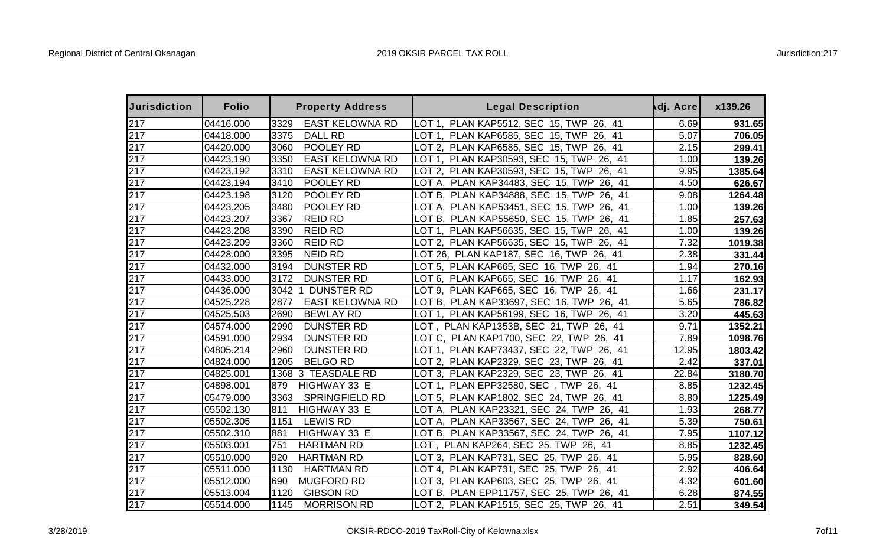| Jurisdiction | Folio | Property Address | Legal Description | Adj. Acre | x139.26 |
|---|---|---|---|---|---|
| 217 | 04416.000 | 3329 EAST KELOWNA RD | LOT 1, PLAN KAP5512, SEC 15, TWP 26, 41 | 6.69 | 931.65 |
| 217 | 04418.000 | 3375 DALL RD | LOT 1, PLAN KAP6585, SEC 15, TWP 26, 41 | 5.07 | 706.05 |
| 217 | 04420.000 | 3060 POOLEY RD | LOT 2, PLAN KAP6585, SEC 15, TWP 26, 41 | 2.15 | 299.41 |
| 217 | 04423.190 | 3350 EAST KELOWNA RD | LOT 1, PLAN KAP30593, SEC 15, TWP 26, 41 | 1.00 | 139.26 |
| 217 | 04423.192 | 3310 EAST KELOWNA RD | LOT 2, PLAN KAP30593, SEC 15, TWP 26, 41 | 9.95 | 1385.64 |
| 217 | 04423.194 | 3410 POOLEY RD | LOT A, PLAN KAP34483, SEC 15, TWP 26, 41 | 4.50 | 626.67 |
| 217 | 04423.198 | 3120 POOLEY RD | LOT B, PLAN KAP34888, SEC 15, TWP 26, 41 | 9.08 | 1264.48 |
| 217 | 04423.205 | 3480 POOLEY RD | LOT A, PLAN KAP53451, SEC 15, TWP 26, 41 | 1.00 | 139.26 |
| 217 | 04423.207 | 3367 REID RD | LOT B, PLAN KAP55650, SEC 15, TWP 26, 41 | 1.85 | 257.63 |
| 217 | 04423.208 | 3390 REID RD | LOT 1, PLAN KAP56635, SEC 15, TWP 26, 41 | 1.00 | 139.26 |
| 217 | 04423.209 | 3360 REID RD | LOT 2, PLAN KAP56635, SEC 15, TWP 26, 41 | 7.32 | 1019.38 |
| 217 | 04428.000 | 3395 NEID RD | LOT 26, PLAN KAP187, SEC 16, TWP 26, 41 | 2.38 | 331.44 |
| 217 | 04432.000 | 3194 DUNSTER RD | LOT 5, PLAN KAP665, SEC 16, TWP 26, 41 | 1.94 | 270.16 |
| 217 | 04433.000 | 3172 DUNSTER RD | LOT 6, PLAN KAP665, SEC 16, TWP 26, 41 | 1.17 | 162.93 |
| 217 | 04436.000 | 3042 1 DUNSTER RD | LOT 9, PLAN KAP665, SEC 16, TWP 26, 41 | 1.66 | 231.17 |
| 217 | 04525.228 | 2877 EAST KELOWNA RD | LOT B, PLAN KAP33697, SEC 16, TWP 26, 41 | 5.65 | 786.82 |
| 217 | 04525.503 | 2690 BEWLAY RD | LOT 1, PLAN KAP56199, SEC 16, TWP 26, 41 | 3.20 | 445.63 |
| 217 | 04574.000 | 2990 DUNSTER RD | LOT , PLAN KAP1353B, SEC 21, TWP 26, 41 | 9.71 | 1352.21 |
| 217 | 04591.000 | 2934 DUNSTER RD | LOT C, PLAN KAP1700, SEC 22, TWP 26, 41 | 7.89 | 1098.76 |
| 217 | 04805.214 | 2960 DUNSTER RD | LOT 1, PLAN KAP73437, SEC 22, TWP 26, 41 | 12.95 | 1803.42 |
| 217 | 04824.000 | 1205 BELGO RD | LOT 2, PLAN KAP2329, SEC 23, TWP 26, 41 | 2.42 | 337.01 |
| 217 | 04825.001 | 1368 3 TEASDALE RD | LOT 3, PLAN KAP2329, SEC 23, TWP 26, 41 | 22.84 | 3180.70 |
| 217 | 04898.001 | 879 HIGHWAY 33 E | LOT 1, PLAN EPP32580, SEC , TWP 26, 41 | 8.85 | 1232.45 |
| 217 | 05479.000 | 3363 SPRINGFIELD RD | LOT 5, PLAN KAP1802, SEC 24, TWP 26, 41 | 8.80 | 1225.49 |
| 217 | 05502.130 | 811 HIGHWAY 33 E | LOT A, PLAN KAP23321, SEC 24, TWP 26, 41 | 1.93 | 268.77 |
| 217 | 05502.305 | 1151 LEWIS RD | LOT A, PLAN KAP33567, SEC 24, TWP 26, 41 | 5.39 | 750.61 |
| 217 | 05502.310 | 881 HIGHWAY 33 E | LOT B, PLAN KAP33567, SEC 24, TWP 26, 41 | 7.95 | 1107.12 |
| 217 | 05503.001 | 751 HARTMAN RD | LOT , PLAN KAP264, SEC 25, TWP 26, 41 | 8.85 | 1232.45 |
| 217 | 05510.000 | 920 HARTMAN RD | LOT 3, PLAN KAP731, SEC 25, TWP 26, 41 | 5.95 | 828.60 |
| 217 | 05511.000 | 1130 HARTMAN RD | LOT 4, PLAN KAP731, SEC 25, TWP 26, 41 | 2.92 | 406.64 |
| 217 | 05512.000 | 690 MUGFORD RD | LOT 3, PLAN KAP603, SEC 25, TWP 26, 41 | 4.32 | 601.60 |
| 217 | 05513.004 | 1120 GIBSON RD | LOT B, PLAN EPP11757, SEC 25, TWP 26, 41 | 6.28 | 874.55 |
| 217 | 05514.000 | 1145 MORRISON RD | LOT 2, PLAN KAP1515, SEC 25, TWP 26, 41 | 2.51 | 349.54 |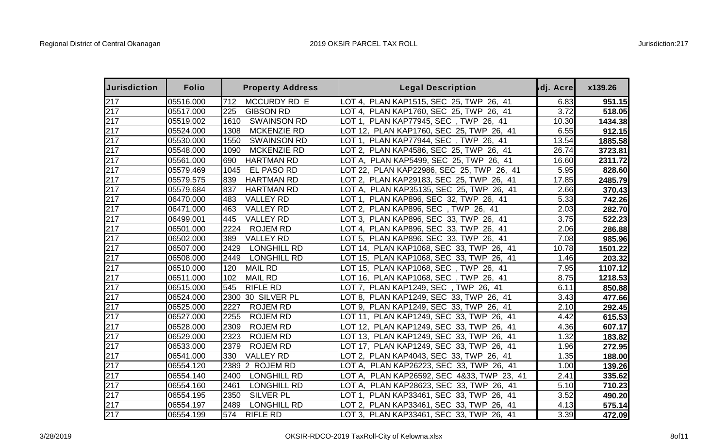| Jurisdiction | Folio | Property Address | Legal Description | Adj. Acre | x139.26 |
|---|---|---|---|---|---|
| 217 | 05516.000 | 712 MCCURDY RD E | LOT 4, PLAN KAP1515, SEC 25, TWP 26, 41 | 6.83 | 951.15 |
| 217 | 05517.000 | 225 GIBSON RD | LOT 4, PLAN KAP1760, SEC 25, TWP 26, 41 | 3.72 | 518.05 |
| 217 | 05519.002 | 1610 SWAINSON RD | LOT 1, PLAN KAP77945, SEC , TWP 26, 41 | 10.30 | 1434.38 |
| 217 | 05524.000 | 1308 MCKENZIE RD | LOT 12, PLAN KAP1760, SEC 25, TWP 26, 41 | 6.55 | 912.15 |
| 217 | 05530.000 | 1550 SWAINSON RD | LOT 1, PLAN KAP77944, SEC , TWP 26, 41 | 13.54 | 1885.58 |
| 217 | 05548.000 | 1090 MCKENZIE RD | LOT 2, PLAN KAP4586, SEC 25, TWP 26, 41 | 26.74 | 3723.81 |
| 217 | 05561.000 | 690 HARTMAN RD | LOT A, PLAN KAP5499, SEC 25, TWP 26, 41 | 16.60 | 2311.72 |
| 217 | 05579.469 | 1045 EL PASO RD | LOT 22, PLAN KAP22986, SEC 25, TWP 26, 41 | 5.95 | 828.60 |
| 217 | 05579.575 | 839 HARTMAN RD | LOT 2, PLAN KAP29183, SEC 25, TWP 26, 41 | 17.85 | 2485.79 |
| 217 | 05579.684 | 837 HARTMAN RD | LOT A, PLAN KAP35135, SEC 25, TWP 26, 41 | 2.66 | 370.43 |
| 217 | 06470.000 | 483 VALLEY RD | LOT 1, PLAN KAP896, SEC 32, TWP 26, 41 | 5.33 | 742.26 |
| 217 | 06471.000 | 463 VALLEY RD | LOT 2, PLAN KAP896, SEC , TWP 26, 41 | 2.03 | 282.70 |
| 217 | 06499.001 | 445 VALLEY RD | LOT 3, PLAN KAP896, SEC 33, TWP 26, 41 | 3.75 | 522.23 |
| 217 | 06501.000 | 2224 ROJEM RD | LOT 4, PLAN KAP896, SEC 33, TWP 26, 41 | 2.06 | 286.88 |
| 217 | 06502.000 | 389 VALLEY RD | LOT 5, PLAN KAP896, SEC 33, TWP 26, 41 | 7.08 | 985.96 |
| 217 | 06507.000 | 2429 LONGHILL RD | LOT 14, PLAN KAP1068, SEC 33, TWP 26, 41 | 10.78 | 1501.22 |
| 217 | 06508.000 | 2449 LONGHILL RD | LOT 15, PLAN KAP1068, SEC 33, TWP 26, 41 | 1.46 | 203.32 |
| 217 | 06510.000 | 120 MAIL RD | LOT 15, PLAN KAP1068, SEC , TWP 26, 41 | 7.95 | 1107.12 |
| 217 | 06511.000 | 102 MAIL RD | LOT 16, PLAN KAP1068, SEC , TWP 26, 41 | 8.75 | 1218.53 |
| 217 | 06515.000 | 545 RIFLE RD | LOT 7, PLAN KAP1249, SEC , TWP 26, 41 | 6.11 | 850.88 |
| 217 | 06524.000 | 2300 30 SILVER PL | LOT 8, PLAN KAP1249, SEC 33, TWP 26, 41 | 3.43 | 477.66 |
| 217 | 06525.000 | 2227 ROJEM RD | LOT 9, PLAN KAP1249, SEC 33, TWP 26, 41 | 2.10 | 292.45 |
| 217 | 06527.000 | 2255 ROJEM RD | LOT 11, PLAN KAP1249, SEC 33, TWP 26, 41 | 4.42 | 615.53 |
| 217 | 06528.000 | 2309 ROJEM RD | LOT 12, PLAN KAP1249, SEC 33, TWP 26, 41 | 4.36 | 607.17 |
| 217 | 06529.000 | 2323 ROJEM RD | LOT 13, PLAN KAP1249, SEC 33, TWP 26, 41 | 1.32 | 183.82 |
| 217 | 06533.000 | 2379 ROJEM RD | LOT 17, PLAN KAP1249, SEC 33, TWP 26, 41 | 1.96 | 272.95 |
| 217 | 06541.000 | 330 VALLEY RD | LOT 2, PLAN KAP4043, SEC 33, TWP 26, 41 | 1.35 | 188.00 |
| 217 | 06554.120 | 2389 2 ROJEM RD | LOT A, PLAN KAP26223, SEC 33, TWP 26, 41 | 1.00 | 139.26 |
| 217 | 06554.140 | 2400 LONGHILL RD | LOT A, PLAN KAP26592, SEC 4&33, TWP 23, 41 | 2.41 | 335.62 |
| 217 | 06554.160 | 2461 LONGHILL RD | LOT A, PLAN KAP28623, SEC 33, TWP 26, 41 | 5.10 | 710.23 |
| 217 | 06554.195 | 2350 SILVER PL | LOT 1, PLAN KAP33461, SEC 33, TWP 26, 41 | 3.52 | 490.20 |
| 217 | 06554.197 | 2489 LONGHILL RD | LOT 2, PLAN KAP33461, SEC 33, TWP 26, 41 | 4.13 | 575.14 |
| 217 | 06554.199 | 574 RIFLE RD | LOT 3, PLAN KAP33461, SEC 33, TWP 26, 41 | 3.39 | 472.09 |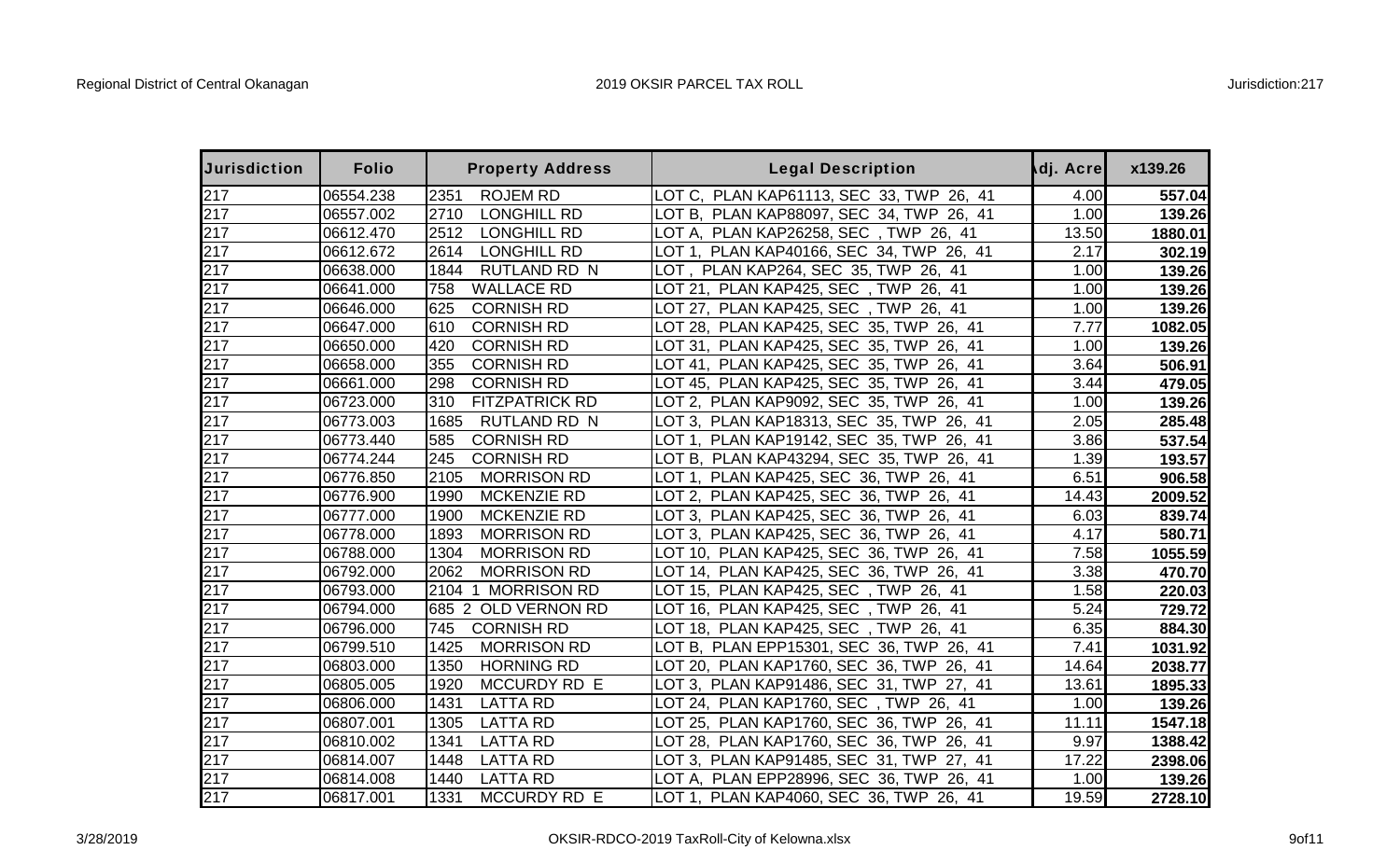| Jurisdiction | Folio | Property Address | Legal Description | Adj. Acre | x139.26 |
|---|---|---|---|---|---|
| 217 | 06554.238 | 2351 ROJEM RD | LOT C, PLAN KAP61113, SEC 33, TWP 26, 41 | 4.00 | **557.04** |
| 217 | 06557.002 | 2710 LONGHILL RD | LOT B, PLAN KAP88097, SEC 34, TWP 26, 41 | 1.00 | **139.26** |
| 217 | 06612.470 | 2512 LONGHILL RD | LOT A, PLAN KAP26258, SEC , TWP 26, 41 | 13.50 | **1880.01** |
| 217 | 06612.672 | 2614 LONGHILL RD | LOT 1, PLAN KAP40166, SEC 34, TWP 26, 41 | 2.17 | **302.19** |
| 217 | 06638.000 | 1844 RUTLAND RD N | LOT , PLAN KAP264, SEC 35, TWP 26, 41 | 1.00 | **139.26** |
| 217 | 06641.000 | 758 WALLACE RD | LOT 21, PLAN KAP425, SEC , TWP 26, 41 | 1.00 | **139.26** |
| 217 | 06646.000 | 625 CORNISH RD | LOT 27, PLAN KAP425, SEC , TWP 26, 41 | 1.00 | **139.26** |
| 217 | 06647.000 | 610 CORNISH RD | LOT 28, PLAN KAP425, SEC 35, TWP 26, 41 | 7.77 | **1082.05** |
| 217 | 06650.000 | 420 CORNISH RD | LOT 31, PLAN KAP425, SEC 35, TWP 26, 41 | 1.00 | **139.26** |
| 217 | 06658.000 | 355 CORNISH RD | LOT 41, PLAN KAP425, SEC 35, TWP 26, 41 | 3.64 | **506.91** |
| 217 | 06661.000 | 298 CORNISH RD | LOT 45, PLAN KAP425, SEC 35, TWP 26, 41 | 3.44 | **479.05** |
| 217 | 06723.000 | 310 FITZPATRICK RD | LOT 2, PLAN KAP9092, SEC 35, TWP 26, 41 | 1.00 | **139.26** |
| 217 | 06773.003 | 1685 RUTLAND RD N | LOT 3, PLAN KAP18313, SEC 35, TWP 26, 41 | 2.05 | **285.48** |
| 217 | 06773.440 | 585 CORNISH RD | LOT 1, PLAN KAP19142, SEC 35, TWP 26, 41 | 3.86 | **537.54** |
| 217 | 06774.244 | 245 CORNISH RD | LOT B, PLAN KAP43294, SEC 35, TWP 26, 41 | 1.39 | **193.57** |
| 217 | 06776.850 | 2105 MORRISON RD | LOT 1, PLAN KAP425, SEC 36, TWP 26, 41 | 6.51 | **906.58** |
| 217 | 06776.900 | 1990 MCKENZIE RD | LOT 2, PLAN KAP425, SEC 36, TWP 26, 41 | 14.43 | **2009.52** |
| 217 | 06777.000 | 1900 MCKENZIE RD | LOT 3, PLAN KAP425, SEC 36, TWP 26, 41 | 6.03 | **839.74** |
| 217 | 06778.000 | 1893 MORRISON RD | LOT 3, PLAN KAP425, SEC 36, TWP 26, 41 | 4.17 | **580.71** |
| 217 | 06788.000 | 1304 MORRISON RD | LOT 10, PLAN KAP425, SEC 36, TWP 26, 41 | 7.58 | **1055.59** |
| 217 | 06792.000 | 2062 MORRISON RD | LOT 14, PLAN KAP425, SEC 36, TWP 26, 41 | 3.38 | **470.70** |
| 217 | 06793.000 | 2104 1 MORRISON RD | LOT 15, PLAN KAP425, SEC , TWP 26, 41 | 1.58 | **220.03** |
| 217 | 06794.000 | 685 2 OLD VERNON RD | LOT 16, PLAN KAP425, SEC , TWP 26, 41 | 5.24 | **729.72** |
| 217 | 06796.000 | 745 CORNISH RD | LOT 18, PLAN KAP425, SEC , TWP 26, 41 | 6.35 | **884.30** |
| 217 | 06799.510 | 1425 MORRISON RD | LOT B, PLAN EPP15301, SEC 36, TWP 26, 41 | 7.41 | **1031.92** |
| 217 | 06803.000 | 1350 HORNING RD | LOT 20, PLAN KAP1760, SEC 36, TWP 26, 41 | 14.64 | **2038.77** |
| 217 | 06805.005 | 1920 MCCURDY RD E | LOT 3, PLAN KAP91486, SEC 31, TWP 27, 41 | 13.61 | **1895.33** |
| 217 | 06806.000 | 1431 LATTA RD | LOT 24, PLAN KAP1760, SEC , TWP 26, 41 | 1.00 | **139.26** |
| 217 | 06807.001 | 1305 LATTA RD | LOT 25, PLAN KAP1760, SEC 36, TWP 26, 41 | 11.11 | **1547.18** |
| 217 | 06810.002 | 1341 LATTA RD | LOT 28, PLAN KAP1760, SEC 36, TWP 26, 41 | 9.97 | **1388.42** |
| 217 | 06814.007 | 1448 LATTA RD | LOT 3, PLAN KAP91485, SEC 31, TWP 27, 41 | 17.22 | **2398.06** |
| 217 | 06814.008 | 1440 LATTA RD | LOT A, PLAN EPP28996, SEC 36, TWP 26, 41 | 1.00 | **139.26** |
| 217 | 06817.001 | 1331 MCCURDY RD E | LOT 1, PLAN KAP4060, SEC 36, TWP 26, 41 | 19.59 | **2728.10** |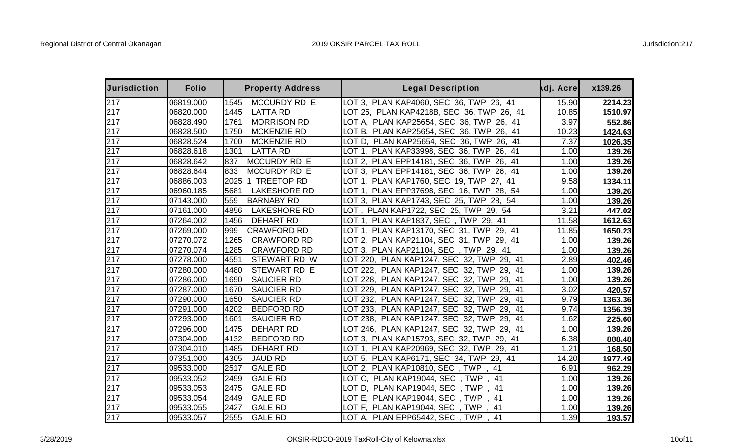| Jurisdiction | Folio | Property Address | Legal Description | Adj. Acre | x139.26 |
|---|---|---|---|---|---|
| 217 | 06819.000 | 1545 MCCURDY RD E | LOT 3, PLAN KAP4060, SEC 36, TWP 26, 41 | 15.90 | 2214.23 |
| 217 | 06820.000 | 1445 LATTA RD | LOT 25, PLAN KAP4218B, SEC 36, TWP 26, 41 | 10.85 | 1510.97 |
| 217 | 06828.490 | 1761 MORRISON RD | LOT A, PLAN KAP25654, SEC 36, TWP 26, 41 | 3.97 | 552.86 |
| 217 | 06828.500 | 1750 MCKENZIE RD | LOT B, PLAN KAP25654, SEC 36, TWP 26, 41 | 10.23 | 1424.63 |
| 217 | 06828.524 | 1700 MCKENZIE RD | LOT D, PLAN KAP25654, SEC 36, TWP 26, 41 | 7.37 | 1026.35 |
| 217 | 06828.618 | 1301 LATTA RD | LOT 1, PLAN KAP33998, SEC 36, TWP 26, 41 | 1.00 | 139.26 |
| 217 | 06828.642 | 837 MCCURDY RD E | LOT 2, PLAN EPP14181, SEC 36, TWP 26, 41 | 1.00 | 139.26 |
| 217 | 06828.644 | 833 MCCURDY RD E | LOT 3, PLAN EPP14181, SEC 36, TWP 26, 41 | 1.00 | 139.26 |
| 217 | 06886.003 | 2025 1 TREETOP RD | LOT 1, PLAN KAP1760, SEC 19, TWP 27, 41 | 9.58 | 1334.11 |
| 217 | 06960.185 | 5681 LAKESHORE RD | LOT 1, PLAN EPP37698, SEC 16, TWP 28, 54 | 1.00 | 139.26 |
| 217 | 07143.000 | 559 BARNABY RD | LOT 3, PLAN KAP1743, SEC 25, TWP 28, 54 | 1.00 | 139.26 |
| 217 | 07161.000 | 4856 LAKESHORE RD | LOT , PLAN KAP1722, SEC 25, TWP 29, 54 | 3.21 | 447.02 |
| 217 | 07264.002 | 1456 DEHART RD | LOT 1, PLAN KAP1837, SEC , TWP 29, 41 | 11.58 | 1612.63 |
| 217 | 07269.000 | 999 CRAWFORD RD | LOT 1, PLAN KAP13170, SEC 31, TWP 29, 41 | 11.85 | 1650.23 |
| 217 | 07270.072 | 1265 CRAWFORD RD | LOT 2, PLAN KAP21104, SEC 31, TWP 29, 41 | 1.00 | 139.26 |
| 217 | 07270.074 | 1285 CRAWFORD RD | LOT 3, PLAN KAP21104, SEC , TWP 29, 41 | 1.00 | 139.26 |
| 217 | 07278.000 | 4551 STEWART RD W | LOT 220, PLAN KAP1247, SEC 32, TWP 29, 41 | 2.89 | 402.46 |
| 217 | 07280.000 | 4480 STEWART RD E | LOT 222, PLAN KAP1247, SEC 32, TWP 29, 41 | 1.00 | 139.26 |
| 217 | 07286.000 | 1690 SAUCIER RD | LOT 228, PLAN KAP1247, SEC 32, TWP 29, 41 | 1.00 | 139.26 |
| 217 | 07287.000 | 1670 SAUCIER RD | LOT 229, PLAN KAP1247, SEC 32, TWP 29, 41 | 3.02 | 420.57 |
| 217 | 07290.000 | 1650 SAUCIER RD | LOT 232, PLAN KAP1247, SEC 32, TWP 29, 41 | 9.79 | 1363.36 |
| 217 | 07291.000 | 4202 BEDFORD RD | LOT 233, PLAN KAP1247, SEC 32, TWP 29, 41 | 9.74 | 1356.39 |
| 217 | 07293.000 | 1601 SAUCIER RD | LOT 238, PLAN KAP1247, SEC 32, TWP 29, 41 | 1.62 | 225.60 |
| 217 | 07296.000 | 1475 DEHART RD | LOT 246, PLAN KAP1247, SEC 32, TWP 29, 41 | 1.00 | 139.26 |
| 217 | 07304.000 | 4132 BEDFORD RD | LOT 3, PLAN KAP15793, SEC 32, TWP 29, 41 | 6.38 | 888.48 |
| 217 | 07304.010 | 1485 DEHART RD | LOT 1, PLAN KAP20969, SEC 32, TWP 29, 41 | 1.21 | 168.50 |
| 217 | 07351.000 | 4305 JAUD RD | LOT 5, PLAN KAP6171, SEC 34, TWP 29, 41 | 14.20 | 1977.49 |
| 217 | 09533.000 | 2517 GALE RD | LOT 2, PLAN KAP10810, SEC , TWP , 41 | 6.91 | 962.29 |
| 217 | 09533.052 | 2499 GALE RD | LOT C, PLAN KAP19044, SEC , TWP , 41 | 1.00 | 139.26 |
| 217 | 09533.053 | 2475 GALE RD | LOT D, PLAN KAP19044, SEC , TWP , 41 | 1.00 | 139.26 |
| 217 | 09533.054 | 2449 GALE RD | LOT E, PLAN KAP19044, SEC , TWP , 41 | 1.00 | 139.26 |
| 217 | 09533.055 | 2427 GALE RD | LOT F, PLAN KAP19044, SEC , TWP , 41 | 1.00 | 139.26 |
| 217 | 09533.057 | 2555 GALE RD | LOT A, PLAN EPP65442, SEC , TWP , 41 | 1.39 | 193.57 |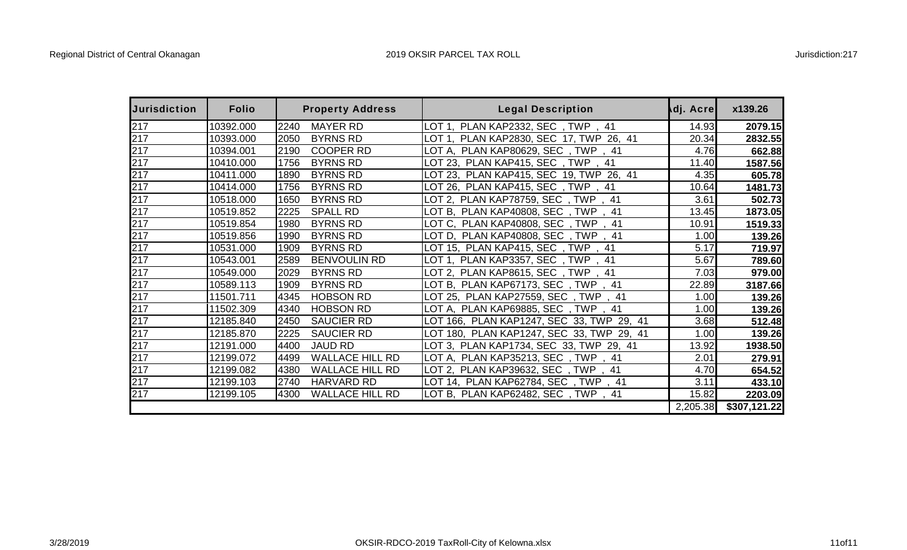Regional District of Central Okanagan

2019 OKSIR PARCEL TAX ROLL

Jurisdiction:217

| Jurisdiction | Folio | Property Address | | Legal Description | Adj. Acre | x139.26 |
|---|---|---|---|---|---|---|
| 217 | 10392.000 | 2240 | MAYER RD | LOT 1, PLAN KAP2332, SEC , TWP , 41 | 14.93 | **2079.15** |
| 217 | 10393.000 | 2050 | BYRNS RD | LOT 1, PLAN KAP2830, SEC 17, TWP 26, 41 | 20.34 | **2832.55** |
| 217 | 10394.001 | 2190 | COOPER RD | LOT A, PLAN KAP80629, SEC , TWP , 41 | 4.76 | **662.88** |
| 217 | 10410.000 | 1756 | BYRNS RD | LOT 23, PLAN KAP415, SEC , TWP , 41 | 11.40 | **1587.56** |
| 217 | 10411.000 | 1890 | BYRNS RD | LOT 23, PLAN KAP415, SEC 19, TWP 26, 41 | 4.35 | **605.78** |
| 217 | 10414.000 | 1756 | BYRNS RD | LOT 26, PLAN KAP415, SEC , TWP , 41 | 10.64 | **1481.73** |
| 217 | 10518.000 | 1650 | BYRNS RD | LOT 2, PLAN KAP78759, SEC , TWP , 41 | 3.61 | **502.73** |
| 217 | 10519.852 | 2225 | SPALL RD | LOT B, PLAN KAP40808, SEC , TWP , 41 | 13.45 | **1873.05** |
| 217 | 10519.854 | 1980 | BYRNS RD | LOT C, PLAN KAP40808, SEC , TWP , 41 | 10.91 | **1519.33** |
| 217 | 10519.856 | 1990 | BYRNS RD | LOT D, PLAN KAP40808, SEC , TWP , 41 | 1.00 | **139.26** |
| 217 | 10531.000 | 1909 | BYRNS RD | LOT 15, PLAN KAP415, SEC , TWP , 41 | 5.17 | **719.97** |
| 217 | 10543.001 | 2589 | BENVOULIN RD | LOT 1, PLAN KAP3357, SEC , TWP , 41 | 5.67 | **789.60** |
| 217 | 10549.000 | 2029 | BYRNS RD | LOT 2, PLAN KAP8615, SEC , TWP , 41 | 7.03 | **979.00** |
| 217 | 10589.113 | 1909 | BYRNS RD | LOT B, PLAN KAP67173, SEC , TWP , 41 | 22.89 | **3187.66** |
| 217 | 11501.711 | 4345 | HOBSON RD | LOT 25, PLAN KAP27559, SEC , TWP , 41 | 1.00 | **139.26** |
| 217 | 11502.309 | 4340 | HOBSON RD | LOT A, PLAN KAP69885, SEC , TWP , 41 | 1.00 | **139.26** |
| 217 | 12185.840 | 2450 | SAUCIER RD | LOT 166, PLAN KAP1247, SEC 33, TWP 29, 41 | 3.68 | **512.48** |
| 217 | 12185.870 | 2225 | SAUCIER RD | LOT 180, PLAN KAP1247, SEC 33, TWP 29, 41 | 1.00 | **139.26** |
| 217 | 12191.000 | 4400 | JAUD RD | LOT 3, PLAN KAP1734, SEC 33, TWP 29, 41 | 13.92 | **1938.50** |
| 217 | 12199.072 | 4499 | WALLACE HILL RD | LOT A, PLAN KAP35213, SEC , TWP , 41 | 2.01 | **279.91** |
| 217 | 12199.082 | 4380 | WALLACE HILL RD | LOT 2, PLAN KAP39632, SEC , TWP , 41 | 4.70 | **654.52** |
| 217 | 12199.103 | 2740 | HARVARD RD | LOT 14, PLAN KAP62784, SEC , TWP , 41 | 3.11 | **433.10** |
| 217 | 12199.105 | 4300 | WALLACE HILL RD | LOT B, PLAN KAP62482, SEC , TWP , 41 | 15.82 | **2203.09** |
| | | | | | 2,205.38 | **$307,121.22** |

3/28/2019

OKSIR-RDCO-2019 TaxRoll-City of Kelowna.xlsx